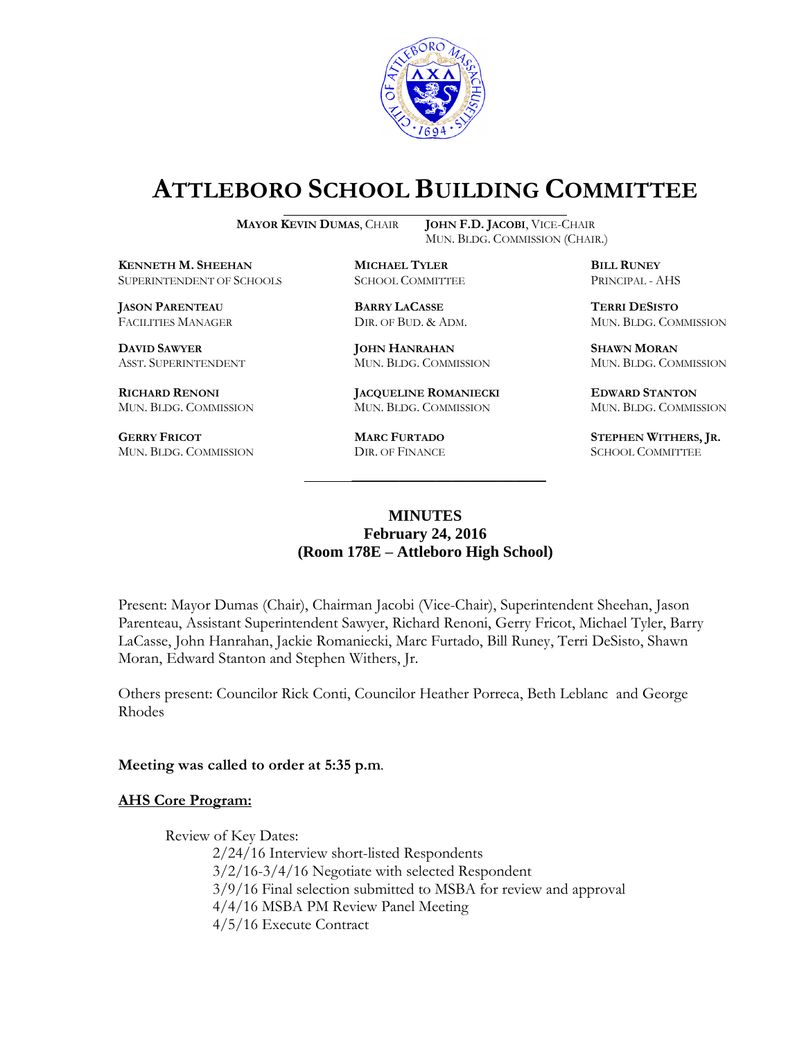# ATTLEBORO SCHOOL BUILDING COMMITTEE

**MAYOR KEVIN DUMAS**, CHAIR
**JOHN F.D. JACOBI**, VICE-CHAIR
MUN. BLDG. COMMISSION (CHAIR.)

**KENNETH M. SHEEHAN**
SUPERINTENDENT OF SCHOOLS

**MICHAEL TYLER**
SCHOOL COMMITTEE

**BILL RUNEY**
PRINCIPAL - AHS

**JASON PARENTEAU**
FACILITIES MANAGER

**BARRY LACASSE**
DIR. OF BUD. & ADM.

**TERRI DESISTO**
MUN. BLDG. COMMISSION

**DAVID SAWYER**
ASST. SUPERINTENDENT

**JOHN HANRAHAN**
MUN. BLDG. COMMISSION

**SHAWN MORAN**
MUN. BLDG. COMMISSION

**RICHARD RENONI**
MUN. BLDG. COMMISSION

**JACQUELINE ROMANIECKI**
MUN. BLDG. COMMISSION

**EDWARD STANTON**
MUN. BLDG. COMMISSION

**GERRY FRICOT**
MUN. BLDG. COMMISSION

**MARC FURTADO**
DIR. OF FINANCE

**STEPHEN WITHERS, JR.**
SCHOOL COMMITTEE

## MINUTES
### February 24, 2016
### (Room 178E – Attleboro High School)

Present: Mayor Dumas (Chair), Chairman Jacobi (Vice-Chair), Superintendent Sheehan, Jason Parenteau, Assistant Superintendent Sawyer, Richard Renoni, Gerry Fricot, Michael Tyler, Barry LaCasse, John Hanrahan, Jackie Romaniecki, Marc Furtado, Bill Runey, Terri DeSisto, Shawn Moran, Edward Stanton and Stephen Withers, Jr.

Others present: Councilor Rick Conti, Councilor Heather Porreca, Beth Leblanc and George Rhodes

**Meeting was called to order at 5:35 p.m**.

**AHS Core Program:**

Review of Key Dates:

- 2/24/16 Interview short-listed Respondents
- 3/2/16-3/4/16 Negotiate with selected Respondent
- 3/9/16 Final selection submitted to MSBA for review and approval
- 4/4/16 MSBA PM Review Panel Meeting
- 4/5/16 Execute Contract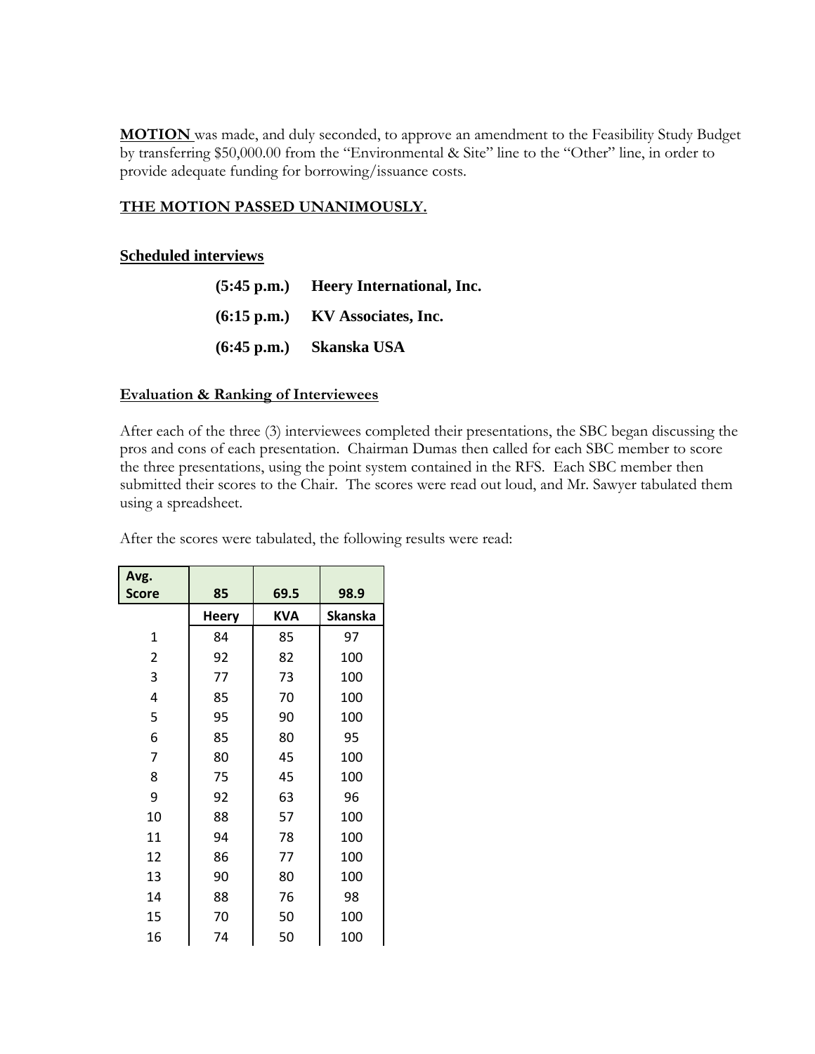**MOTION** was made, and duly seconded, to approve an amendment to the Feasibility Study Budget by transferring $50,000.00 from the "Environmental & Site" line to the "Other" line, in order to provide adequate funding for borrowing/issuance costs.

**THE MOTION PASSED UNANIMOUSLY.**

**Scheduled interviews**

**(5:45 p.m.)  Heery International, Inc.**

**(6:15 p.m.)  KV Associates, Inc.**

**(6:45 p.m.)  Skanska USA**

**Evaluation & Ranking of Interviewees**

After each of the three (3) interviewees completed their presentations, the SBC began discussing the pros and cons of each presentation. Chairman Dumas then called for each SBC member to score the three presentations, using the point system contained in the RFS. Each SBC member then submitted their scores to the Chair. The scores were read out loud, and Mr. Sawyer tabulated them using a spreadsheet.

After the scores were tabulated, the following results were read:

| Avg. Score | 85 | 69.5 | 98.9 |
|---|---|---|---|
| | **Heery** | **KVA** | **Skanska** |
| 1 | 84 | 85 | 97 |
| 2 | 92 | 82 | 100 |
| 3 | 77 | 73 | 100 |
| 4 | 85 | 70 | 100 |
| 5 | 95 | 90 | 100 |
| 6 | 85 | 80 | 95 |
| 7 | 80 | 45 | 100 |
| 8 | 75 | 45 | 100 |
| 9 | 92 | 63 | 96 |
| 10 | 88 | 57 | 100 |
| 11 | 94 | 78 | 100 |
| 12 | 86 | 77 | 100 |
| 13 | 90 | 80 | 100 |
| 14 | 88 | 76 | 98 |
| 15 | 70 | 50 | 100 |
| 16 | 74 | 50 | 100 |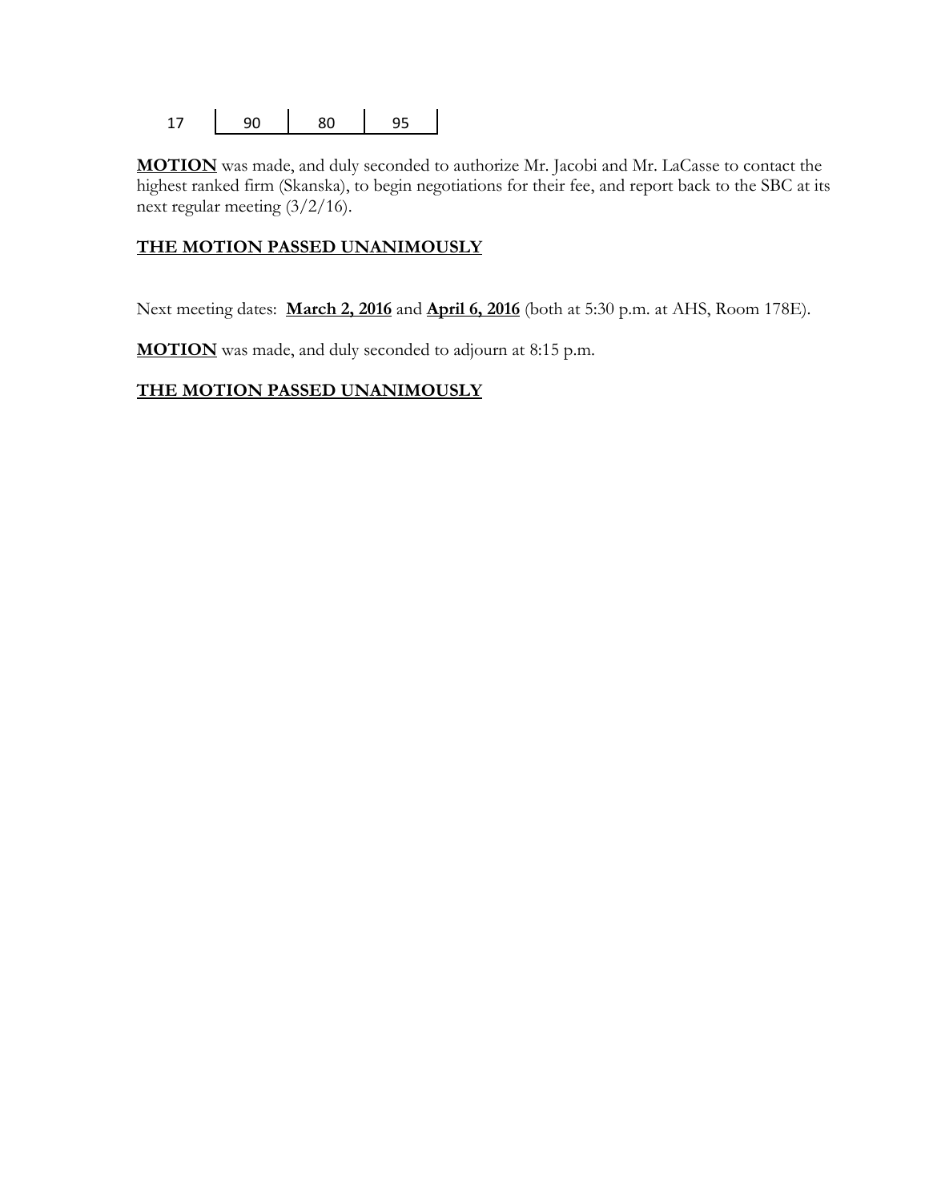| | | | |
|---|---|---|---|
| 17 | 90 | 80 | 95 |

**MOTION** was made, and duly seconded to authorize Mr. Jacobi and Mr. LaCasse to contact the highest ranked firm (Skanska), to begin negotiations for their fee, and report back to the SBC at its next regular meeting (3/2/16).

**THE MOTION PASSED UNANIMOUSLY**

Next meeting dates: **March 2, 2016** and **April 6, 2016** (both at 5:30 p.m. at AHS, Room 178E).

**MOTION** was made, and duly seconded to adjourn at 8:15 p.m.

**THE MOTION PASSED UNANIMOUSLY**